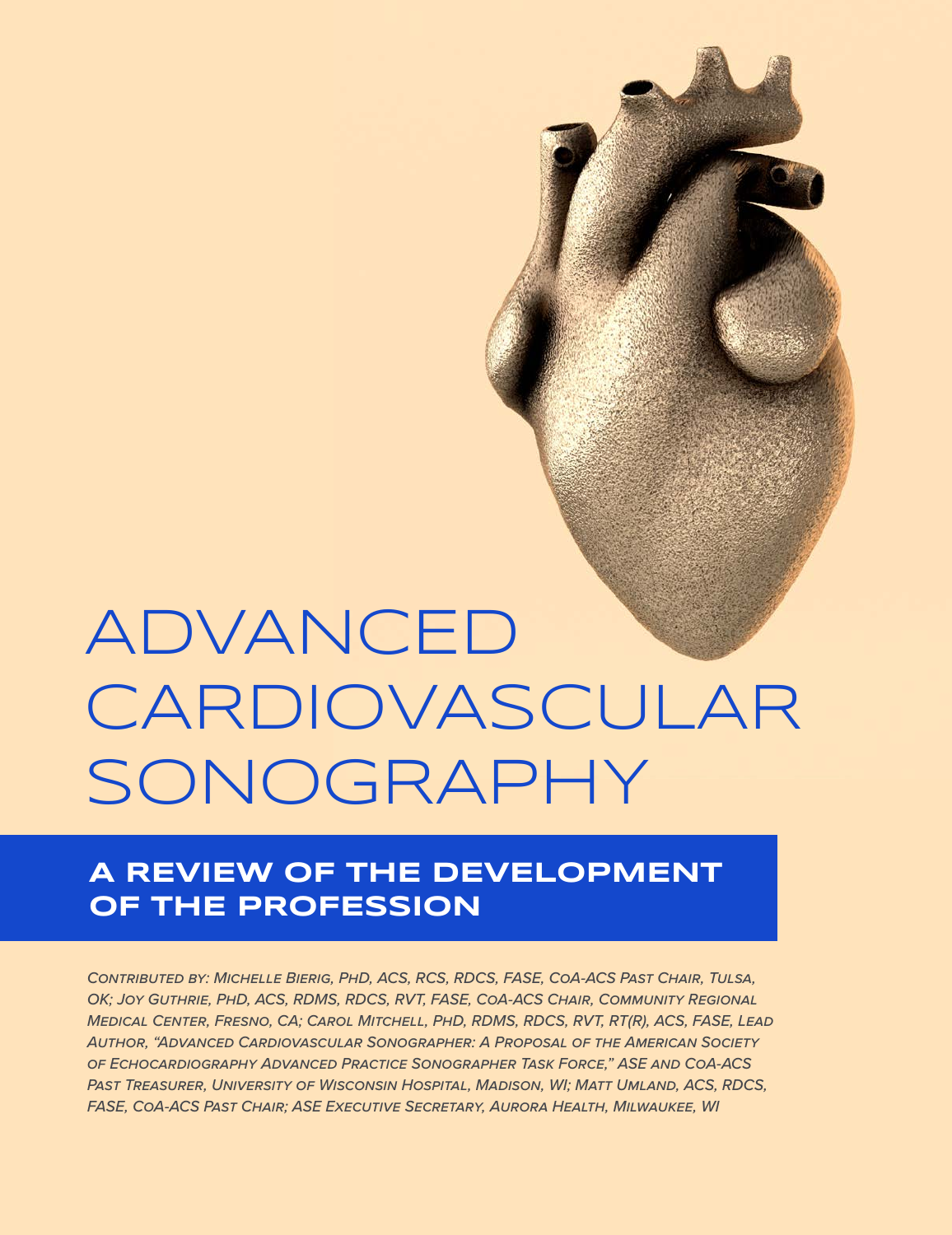# ADVANCED CARDIOVASCULAR SONOGRAPHY

## A REVIEW OF THE DEVELOPMENT OF THE PROFESSION

*Contributed by: Michelle Bierig, PhD, ACS, RCS, RDCS, FASE, CoA-ACS Past Chair, Tulsa, OK; Joy Guthrie, PhD, ACS, RDMS, RDCS, RVT, FASE, CoA-ACS Chair, Community Regional Medical Center, Fresno, CA; Carol Mitchell, PhD, RDMS, RDCS, RVT, RT(R), ACS, FASE, Lead Author, "Advanced Cardiovascular Sonographer: A Proposal of the American Society of Echocardiography Advanced Practice Sonographer Task Force," ASE and CoA-ACS Past Treasurer, University of Wisconsin Hospital, Madison, WI; Matt Umland, ACS, RDCS, FASE, CoA-ACS Past Chair; ASE Executive Secretary, Aurora Health, Milwaukee, WI*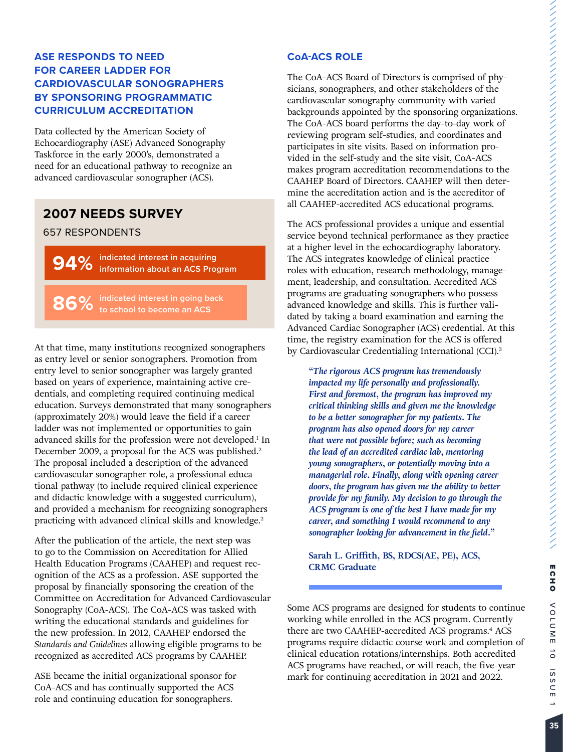## ASE RESPONDS TO NEED FOR CAREER LADDER FOR CARDIOVASCULAR SONOGRAPHERS BY SPONSORING PROGRAMMATIC CURRICULUM ACCREDITATION

Data collected by the American Society of Echocardiography (ASE) Advanced Sonography Taskforce in the early 2000's, demonstrated a need for an educational pathway to recognize an advanced cardiovascular sonographer (ACS).

### 2007 NEEDS SURVEY

657 RESPONDENTS

**94%** indicated interest in acquiring information about an ACS Program

**86%** indicated interest in going back to school to become an ACS

At that time, many institutions recognized sonographers as entry level or senior sonographers. Promotion from entry level to senior sonographer was largely granted based on years of experience, maintaining active credentials, and completing required continuing medical education. Surveys demonstrated that many sonographers (approximately 20%) would leave the field if a career ladder was not implemented or opportunities to gain advanced skills for the profession were not developed.[1] In December 2009, a proposal for the ACS was published.[2] The proposal included a description of the advanced cardiovascular sonographer role, a professional educational pathway (to include required clinical experience and didactic knowledge with a suggested curriculum), and provided a mechanism for recognizing sonographers practicing with advanced clinical skills and knowledge.[2]

After the publication of the article, the next step was to go to the Commission on Accreditation for Allied Health Education Programs (CAAHEP) and request recognition of the ACS as a profession. ASE supported the proposal by financially sponsoring the creation of the Committee on Accreditation for Advanced Cardiovascular Sonography (CoA-ACS). The CoA-ACS was tasked with writing the educational standards and guidelines for the new profession. In 2012, CAAHEP endorsed the *Standards and Guidelines* allowing eligible programs to be recognized as accredited ACS programs by CAAHEP.

ASE became the initial organizational sponsor for CoA-ACS and has continually supported the ACS role and continuing education for sonographers.

## CoA-ACS ROLE

The CoA-ACS Board of Directors is comprised of physicians, sonographers, and other stakeholders of the cardiovascular sonography community with varied backgrounds appointed by the sponsoring organizations. The CoA-ACS board performs the day-to-day work of reviewing program self-studies, and coordinates and participates in site visits. Based on information provided in the self-study and the site visit, CoA-ACS makes program accreditation recommendations to the CAAHEP Board of Directors. CAAHEP will then determine the accreditation action and is the accreditor of all CAAHEP-accredited ACS educational programs.

The ACS professional provides a unique and essential service beyond technical performance as they practice at a higher level in the echocardiography laboratory. The ACS integrates knowledge of clinical practice roles with education, research methodology, management, leadership, and consultation. Accredited ACS programs are graduating sonographers who possess advanced knowledge and skills. This is further validated by taking a board examination and earning the Advanced Cardiac Sonographer (ACS) credential. At this time, the registry examination for the ACS is offered by Cardiovascular Credentialing International (CCI).[3]

> ***"The rigorous ACS program has tremendously impacted my life personally and professionally. First and foremost, the program has improved my critical thinking skills and given me the knowledge to be a better sonographer for my patients. The program has also opened doors for my career that were not possible before; such as becoming the lead of an accredited cardiac lab, mentoring young sonographers, or potentially moving into a managerial role. Finally, along with opening career doors, the program has given me the ability to better provide for my family. My decision to go through the ACS program is one of the best I have made for my career, and something I would recommend to any sonographer looking for advancement in the field."***
>
> **Sarah L. Griffith, BS, RDCS(AE, PE), ACS, CRMC Graduate**

Some ACS programs are designed for students to continue working while enrolled in the ACS program. Currently there are two CAAHEP-accredited ACS programs.[4] ACS programs require didactic course work and completion of clinical education rotations/internships. Both accredited ACS programs have reached, or will reach, the five-year mark for continuing accreditation in 2021 and 2022.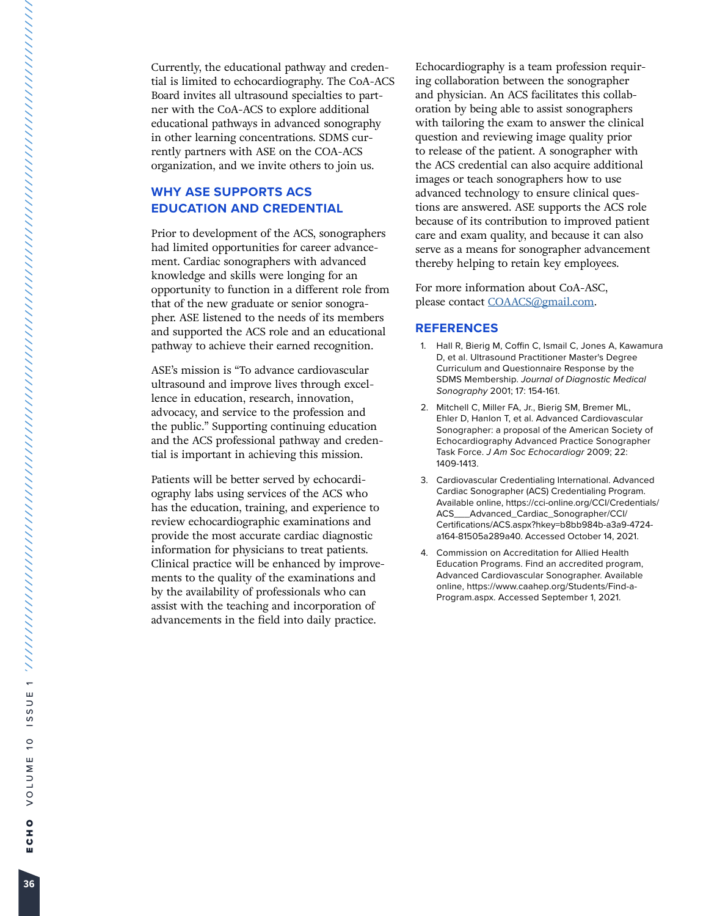Currently, the educational pathway and credential is limited to echocardiography. The CoA-ACS Board invites all ultrasound specialties to partner with the CoA-ACS to explore additional educational pathways in advanced sonography in other learning concentrations. SDMS currently partners with ASE on the COA-ACS organization, and we invite others to join us.

## WHY ASE SUPPORTS ACS EDUCATION AND CREDENTIAL

Prior to development of the ACS, sonographers had limited opportunities for career advancement. Cardiac sonographers with advanced knowledge and skills were longing for an opportunity to function in a different role from that of the new graduate or senior sonographer. ASE listened to the needs of its members and supported the ACS role and an educational pathway to achieve their earned recognition.

ASE's mission is "To advance cardiovascular ultrasound and improve lives through excellence in education, research, innovation, advocacy, and service to the profession and the public." Supporting continuing education and the ACS professional pathway and credential is important in achieving this mission.

Patients will be better served by echocardiography labs using services of the ACS who has the education, training, and experience to review echocardiographic examinations and provide the most accurate cardiac diagnostic information for physicians to treat patients. Clinical practice will be enhanced by improvements to the quality of the examinations and by the availability of professionals who can assist with the teaching and incorporation of advancements in the field into daily practice.

Echocardiography is a team profession requiring collaboration between the sonographer and physician. An ACS facilitates this collaboration by being able to assist sonographers with tailoring the exam to answer the clinical question and reviewing image quality prior to release of the patient. A sonographer with the ACS credential can also acquire additional images or teach sonographers how to use advanced technology to ensure clinical questions are answered. ASE supports the ACS role because of its contribution to improved patient care and exam quality, and because it can also serve as a means for sonographer advancement thereby helping to retain key employees.

For more information about CoA-ASC, please contact [COAACS@gmail.com](mailto:COAACS@gmail.com).

## REFERENCES

1. Hall R, Bierig M, Coffin C, Ismail C, Jones A, Kawamura D, et al. Ultrasound Practitioner Master's Degree Curriculum and Questionnaire Response by the SDMS Membership. *Journal of Diagnostic Medical Sonography* 2001; 17: 154-161.
2. Mitchell C, Miller FA, Jr., Bierig SM, Bremer ML, Ehler D, Hanlon T, et al. Advanced Cardiovascular Sonographer: a proposal of the American Society of Echocardiography Advanced Practice Sonographer Task Force. *J Am Soc Echocardiogr* 2009; 22: 1409-1413.
3. Cardiovascular Credentialing International. Advanced Cardiac Sonographer (ACS) Credentialing Program. Available online, https://cci-online.org/CCI/Credentials/ACS___Advanced_Cardiac_Sonographer/CCI/Certifications/ACS.aspx?hkey=b8bb984b-a3a9-4724-a164-81505a289a40. Accessed October 14, 2021.
4. Commission on Accreditation for Allied Health Education Programs. Find an accredited program, Advanced Cardiovascular Sonographer. Available online, https://www.caahep.org/Students/Find-a-Program.aspx. Accessed September 1, 2021.